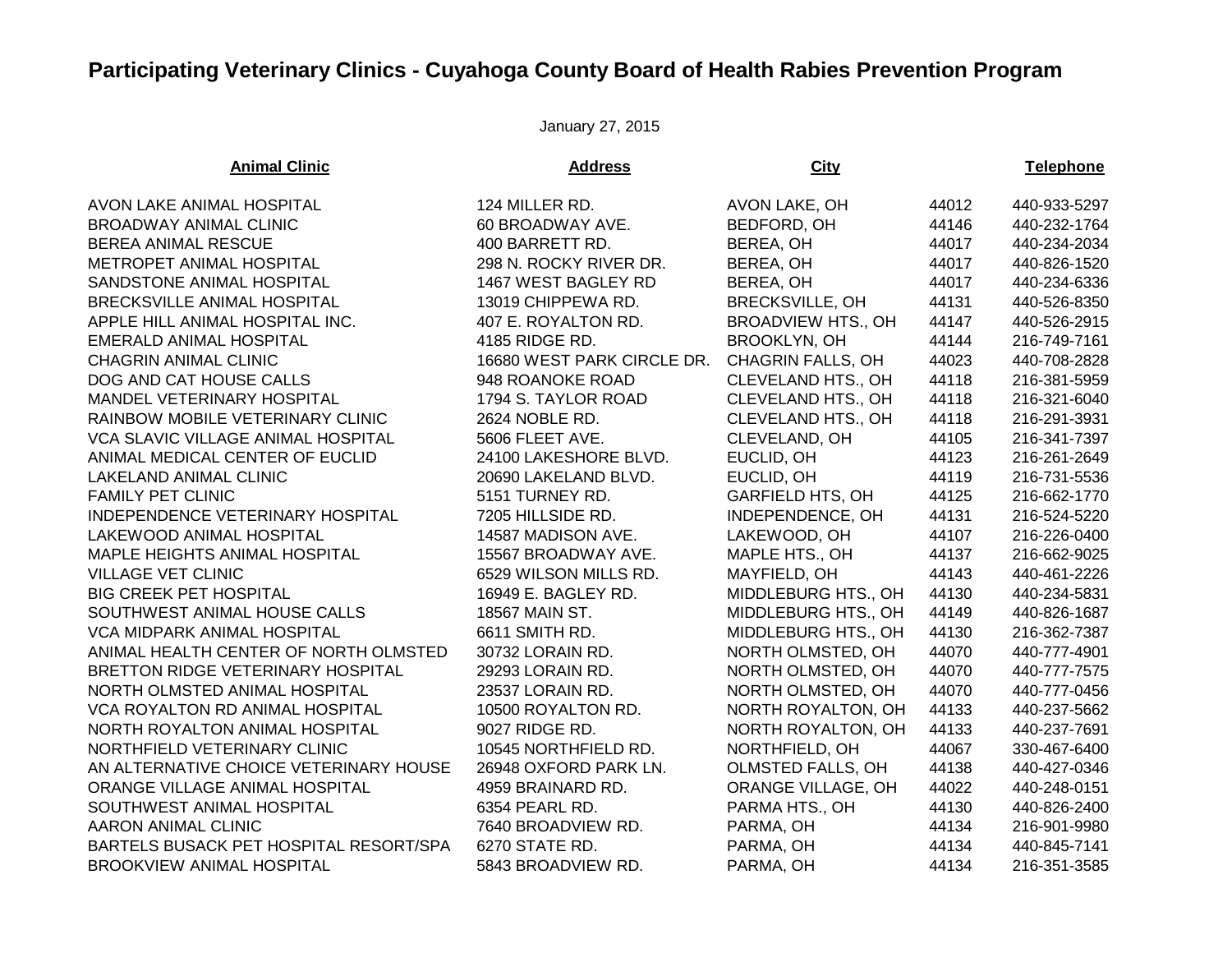# Participating Veterinary Clinics - Cuyahoga County Board of Health Rabies Prevention Program

January 27, 2015

| Animal Clinic | Address | City | | Telephone |
|---|---|---|---|---|
| AVON LAKE ANIMAL HOSPITAL | 124 MILLER RD. | AVON LAKE, OH | 44012 | 440-933-5297 |
| BROADWAY ANIMAL CLINIC | 60 BROADWAY AVE. | BEDFORD, OH | 44146 | 440-232-1764 |
| BEREA ANIMAL RESCUE | 400 BARRETT RD. | BEREA, OH | 44017 | 440-234-2034 |
| METROPET ANIMAL HOSPITAL | 298 N. ROCKY RIVER DR. | BEREA, OH | 44017 | 440-826-1520 |
| SANDSTONE ANIMAL HOSPITAL | 1467 WEST BAGLEY RD | BEREA, OH | 44017 | 440-234-6336 |
| BRECKSVILLE ANIMAL HOSPITAL | 13019 CHIPPEWA RD. | BRECKSVILLE, OH | 44131 | 440-526-8350 |
| APPLE HILL ANIMAL HOSPITAL INC. | 407 E. ROYALTON RD. | BROADVIEW HTS., OH | 44147 | 440-526-2915 |
| EMERALD ANIMAL HOSPITAL | 4185 RIDGE RD. | BROOKLYN, OH | 44144 | 216-749-7161 |
| CHAGRIN ANIMAL CLINIC | 16680 WEST PARK CIRCLE DR. | CHAGRIN FALLS, OH | 44023 | 440-708-2828 |
| DOG AND CAT HOUSE CALLS | 948 ROANOKE ROAD | CLEVELAND HTS., OH | 44118 | 216-381-5959 |
| MANDEL VETERINARY HOSPITAL | 1794 S. TAYLOR ROAD | CLEVELAND HTS., OH | 44118 | 216-321-6040 |
| RAINBOW MOBILE VETERINARY CLINIC | 2624 NOBLE RD. | CLEVELAND HTS., OH | 44118 | 216-291-3931 |
| VCA SLAVIC VILLAGE ANIMAL HOSPITAL | 5606 FLEET AVE. | CLEVELAND, OH | 44105 | 216-341-7397 |
| ANIMAL MEDICAL CENTER OF EUCLID | 24100 LAKESHORE BLVD. | EUCLID, OH | 44123 | 216-261-2649 |
| LAKELAND ANIMAL CLINIC | 20690 LAKELAND BLVD. | EUCLID, OH | 44119 | 216-731-5536 |
| FAMILY PET CLINIC | 5151 TURNEY RD. | GARFIELD HTS, OH | 44125 | 216-662-1770 |
| INDEPENDENCE VETERINARY HOSPITAL | 7205 HILLSIDE RD. | INDEPENDENCE, OH | 44131 | 216-524-5220 |
| LAKEWOOD ANIMAL HOSPITAL | 14587 MADISON AVE. | LAKEWOOD, OH | 44107 | 216-226-0400 |
| MAPLE HEIGHTS ANIMAL HOSPITAL | 15567 BROADWAY AVE. | MAPLE HTS., OH | 44137 | 216-662-9025 |
| VILLAGE VET CLINIC | 6529 WILSON MILLS RD. | MAYFIELD, OH | 44143 | 440-461-2226 |
| BIG CREEK PET HOSPITAL | 16949 E. BAGLEY RD. | MIDDLEBURG HTS., OH | 44130 | 440-234-5831 |
| SOUTHWEST ANIMAL HOUSE CALLS | 18567 MAIN ST. | MIDDLEBURG HTS., OH | 44149 | 440-826-1687 |
| VCA MIDPARK ANIMAL HOSPITAL | 6611 SMITH RD. | MIDDLEBURG HTS., OH | 44130 | 216-362-7387 |
| ANIMAL HEALTH CENTER OF NORTH OLMSTED | 30732 LORAIN RD. | NORTH OLMSTED, OH | 44070 | 440-777-4901 |
| BRETTON RIDGE VETERINARY HOSPITAL | 29293 LORAIN RD. | NORTH OLMSTED, OH | 44070 | 440-777-7575 |
| NORTH OLMSTED ANIMAL HOSPITAL | 23537 LORAIN RD. | NORTH OLMSTED, OH | 44070 | 440-777-0456 |
| VCA ROYALTON RD ANIMAL HOSPITAL | 10500 ROYALTON RD. | NORTH ROYALTON, OH | 44133 | 440-237-5662 |
| NORTH ROYALTON ANIMAL HOSPITAL | 9027 RIDGE RD. | NORTH ROYALTON, OH | 44133 | 440-237-7691 |
| NORTHFIELD VETERINARY CLINIC | 10545 NORTHFIELD RD. | NORTHFIELD, OH | 44067 | 330-467-6400 |
| AN ALTERNATIVE CHOICE VETERINARY HOUSE | 26948 OXFORD PARK LN. | OLMSTED FALLS, OH | 44138 | 440-427-0346 |
| ORANGE VILLAGE ANIMAL HOSPITAL | 4959 BRAINARD RD. | ORANGE VILLAGE, OH | 44022 | 440-248-0151 |
| SOUTHWEST ANIMAL HOSPITAL | 6354 PEARL RD. | PARMA HTS., OH | 44130 | 440-826-2400 |
| AARON ANIMAL CLINIC | 7640 BROADVIEW RD. | PARMA, OH | 44134 | 216-901-9980 |
| BARTELS BUSACK PET HOSPITAL RESORT/SPA | 6270 STATE RD. | PARMA, OH | 44134 | 440-845-7141 |
| BROOKVIEW ANIMAL HOSPITAL | 5843 BROADVIEW RD. | PARMA, OH | 44134 | 216-351-3585 |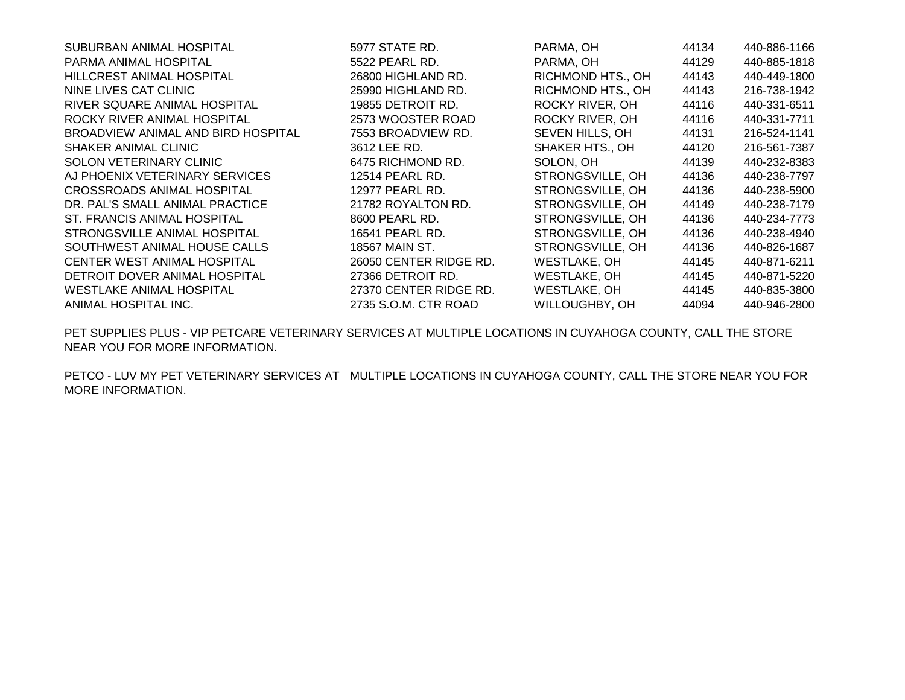| | | | | |
|---|---|---|---|---|
| SUBURBAN ANIMAL HOSPITAL | 5977 STATE RD. | PARMA, OH | 44134 | 440-886-1166 |
| PARMA ANIMAL HOSPITAL | 5522 PEARL RD. | PARMA, OH | 44129 | 440-885-1818 |
| HILLCREST ANIMAL HOSPITAL | 26800 HIGHLAND RD. | RICHMOND HTS., OH | 44143 | 440-449-1800 |
| NINE LIVES CAT CLINIC | 25990 HIGHLAND RD. | RICHMOND HTS., OH | 44143 | 216-738-1942 |
| RIVER SQUARE ANIMAL HOSPITAL | 19855 DETROIT RD. | ROCKY RIVER, OH | 44116 | 440-331-6511 |
| ROCKY RIVER ANIMAL HOSPITAL | 2573 WOOSTER ROAD | ROCKY RIVER, OH | 44116 | 440-331-7711 |
| BROADVIEW ANIMAL AND BIRD HOSPITAL | 7553 BROADVIEW RD. | SEVEN HILLS, OH | 44131 | 216-524-1141 |
| SHAKER ANIMAL CLINIC | 3612 LEE RD. | SHAKER HTS., OH | 44120 | 216-561-7387 |
| SOLON VETERINARY CLINIC | 6475 RICHMOND RD. | SOLON, OH | 44139 | 440-232-8383 |
| AJ PHOENIX VETERINARY SERVICES | 12514 PEARL RD. | STRONGSVILLE, OH | 44136 | 440-238-7797 |
| CROSSROADS ANIMAL HOSPITAL | 12977 PEARL RD. | STRONGSVILLE, OH | 44136 | 440-238-5900 |
| DR. PAL'S SMALL ANIMAL PRACTICE | 21782 ROYALTON RD. | STRONGSVILLE, OH | 44149 | 440-238-7179 |
| ST. FRANCIS ANIMAL HOSPITAL | 8600 PEARL RD. | STRONGSVILLE, OH | 44136 | 440-234-7773 |
| STRONGSVILLE ANIMAL HOSPITAL | 16541 PEARL RD. | STRONGSVILLE, OH | 44136 | 440-238-4940 |
| SOUTHWEST ANIMAL HOUSE CALLS | 18567 MAIN ST. | STRONGSVILLE, OH | 44136 | 440-826-1687 |
| CENTER WEST ANIMAL HOSPITAL | 26050 CENTER RIDGE RD. | WESTLAKE, OH | 44145 | 440-871-6211 |
| DETROIT DOVER ANIMAL HOSPITAL | 27366 DETROIT RD. | WESTLAKE, OH | 44145 | 440-871-5220 |
| WESTLAKE ANIMAL HOSPITAL | 27370 CENTER RIDGE RD. | WESTLAKE, OH | 44145 | 440-835-3800 |
| ANIMAL HOSPITAL INC. | 2735 S.O.M. CTR ROAD | WILLOUGHBY, OH | 44094 | 440-946-2800 |

PET SUPPLIES PLUS - VIP PETCARE VETERINARY SERVICES AT MULTIPLE LOCATIONS IN CUYAHOGA COUNTY, CALL THE STORE NEAR YOU FOR MORE INFORMATION.

PETCO - LUV MY PET VETERINARY SERVICES AT MULTIPLE LOCATIONS IN CUYAHOGA COUNTY, CALL THE STORE NEAR YOU FOR MORE INFORMATION.